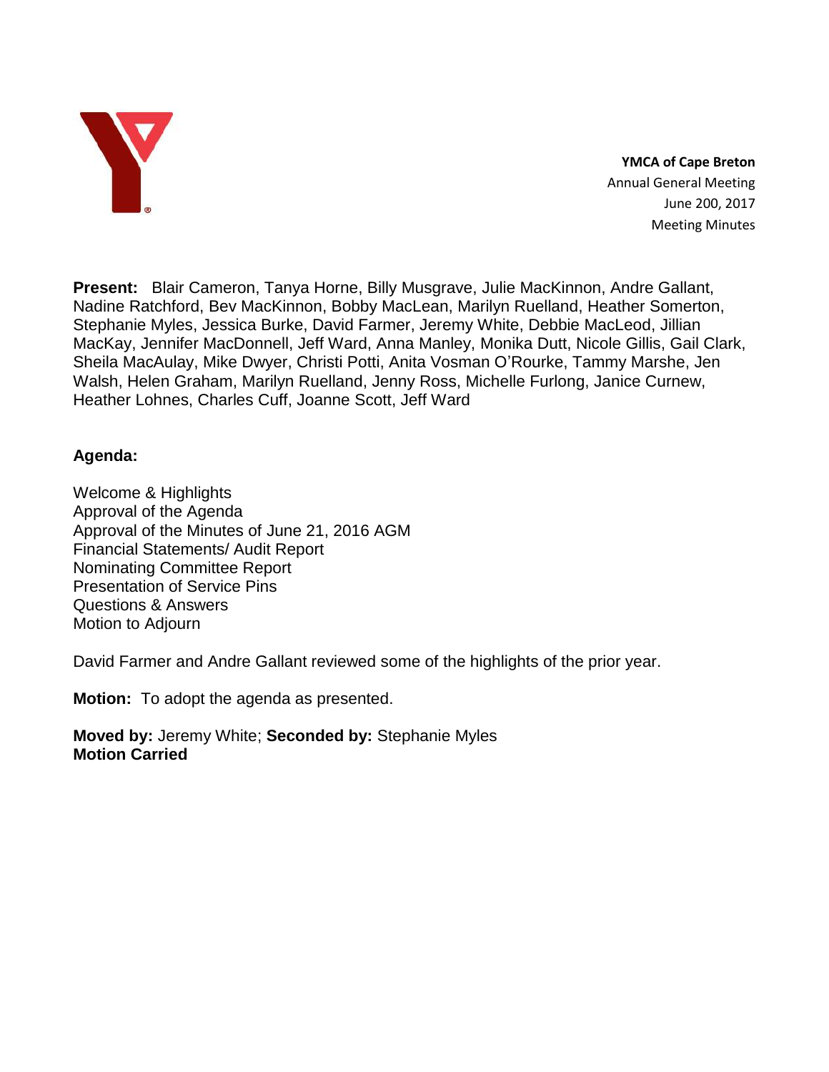**YMCA of Cape Breton**
Annual General Meeting
June 200, 2017
Meeting Minutes

**Present:** Blair Cameron, Tanya Horne, Billy Musgrave, Julie MacKinnon, Andre Gallant, Nadine Ratchford, Bev MacKinnon, Bobby MacLean, Marilyn Ruelland, Heather Somerton, Stephanie Myles, Jessica Burke, David Farmer, Jeremy White, Debbie MacLeod, Jillian MacKay, Jennifer MacDonnell, Jeff Ward, Anna Manley, Monika Dutt, Nicole Gillis, Gail Clark, Sheila MacAulay, Mike Dwyer, Christi Potti, Anita Vosman O'Rourke, Tammy Marshe, Jen Walsh, Helen Graham, Marilyn Ruelland, Jenny Ross, Michelle Furlong, Janice Curnew, Heather Lohnes, Charles Cuff, Joanne Scott, Jeff Ward

**Agenda:**

Welcome & Highlights
Approval of the Agenda
Approval of the Minutes of June 21, 2016 AGM
Financial Statements/ Audit Report
Nominating Committee Report
Presentation of Service Pins
Questions & Answers
Motion to Adjourn

David Farmer and Andre Gallant reviewed some of the highlights of the prior year.

**Motion:** To adopt the agenda as presented.

**Moved by:** Jeremy White; **Seconded by:** Stephanie Myles
**Motion Carried**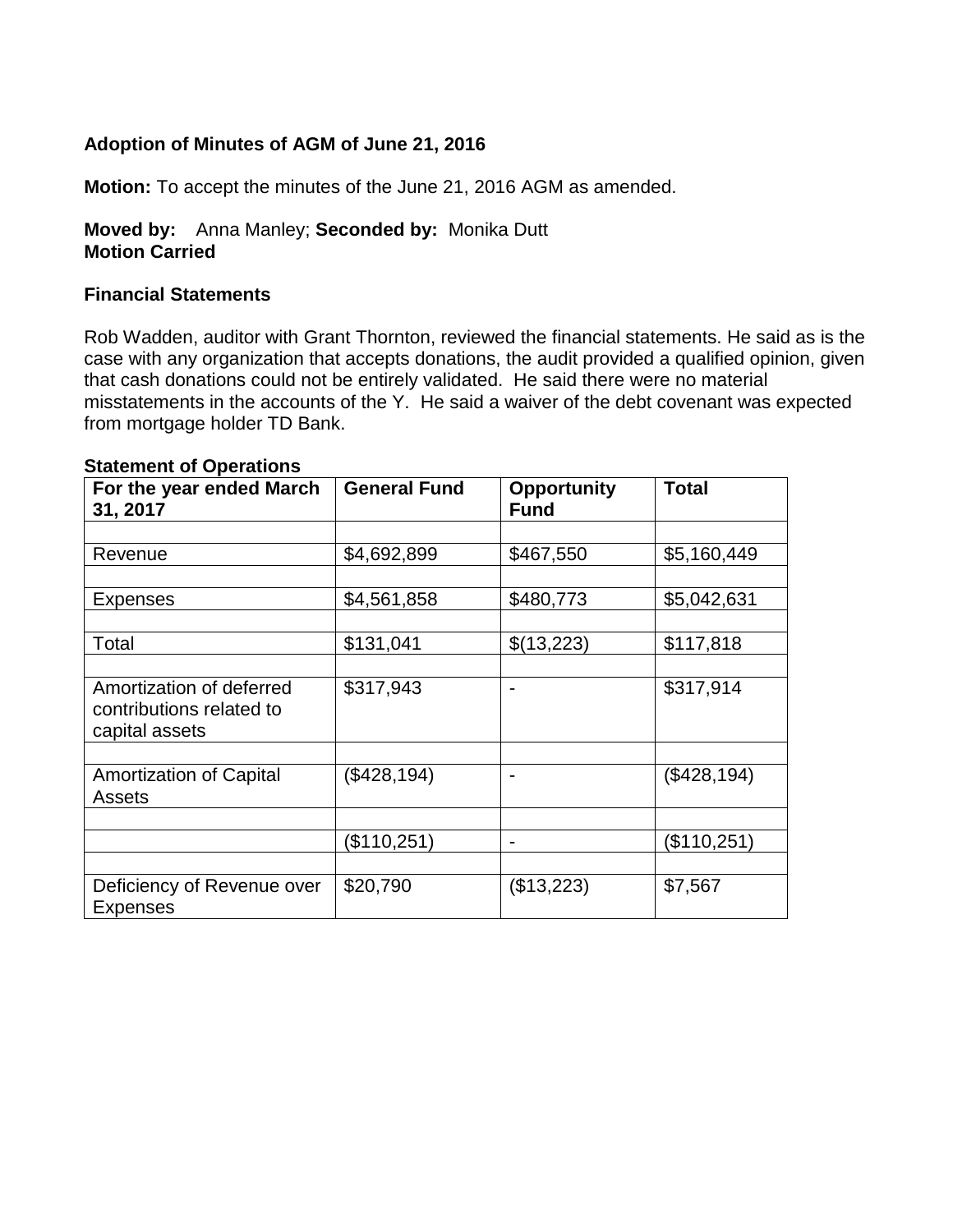**Adoption of Minutes of AGM of June 21, 2016**

**Motion:** To accept the minutes of the June 21, 2016 AGM as amended.

**Moved by:** Anna Manley; **Seconded by:** Monika Dutt
**Motion Carried**

**Financial Statements**

Rob Wadden, auditor with Grant Thornton, reviewed the financial statements. He said as is the case with any organization that accepts donations, the audit provided a qualified opinion, given that cash donations could not be entirely validated. He said there were no material misstatements in the accounts of the Y. He said a waiver of the debt covenant was expected from mortgage holder TD Bank.

**Statement of Operations**

| **For the year ended March 31, 2017** | **General Fund** | **Opportunity Fund** | **Total** |
|---|---|---|---|
| | | | |
| Revenue | $4,692,899 | $467,550 | $5,160,449 |
| | | | |
| Expenses | $4,561,858 | $480,773 | $5,042,631 |
| | | | |
| Total | $131,041 | $(13,223) | $117,818 |
| | | | |
| Amortization of deferred contributions related to capital assets | $317,943 | - | $317,914 |
| | | | |
| Amortization of Capital Assets | ($428,194) | - | ($428,194) |
| | | | |
| | ($110,251) | - | ($110,251) |
| | | | |
| Deficiency of Revenue over Expenses | $20,790 | ($13,223) | $7,567 |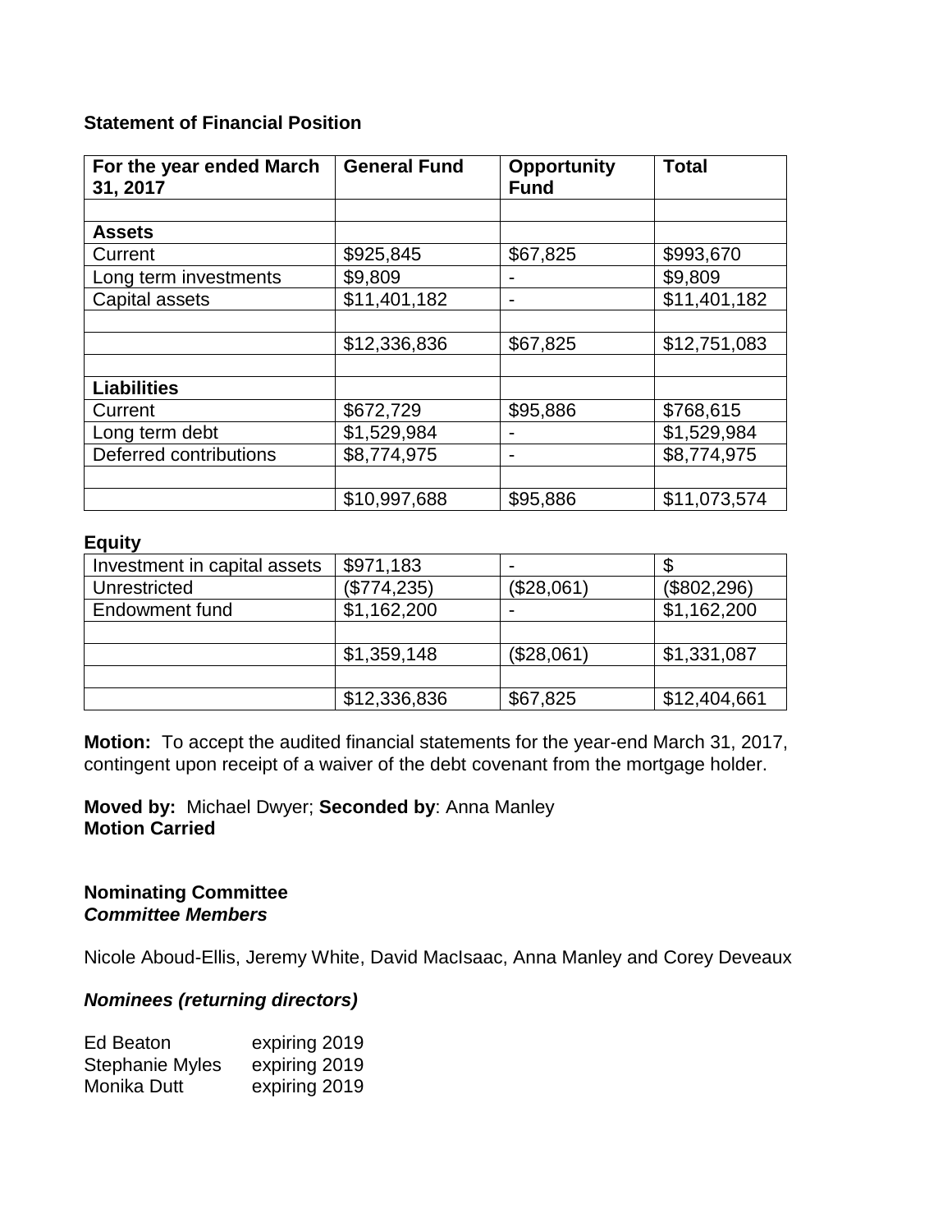**Statement of Financial Position**

| For the year ended March 31, 2017 | General Fund | Opportunity Fund | Total |
|---|---|---|---|
| | | | |
| **Assets** | | | |
| Current | $925,845 | $67,825 | $993,670 |
| Long term investments | $9,809 | - | $9,809 |
| Capital assets | $11,401,182 | - | $11,401,182 |
| | | | |
| | $12,336,836 | $67,825 | $12,751,083 |
| | | | |
| **Liabilities** | | | |
| Current | $672,729 | $95,886 | $768,615 |
| Long term debt | $1,529,984 | - | $1,529,984 |
| Deferred contributions | $8,774,975 | - | $8,774,975 |
| | | | |
| | $10,997,688 | $95,886 | $11,073,574 |

**Equity**

| | | | |
|---|---|---|---|
| Investment in capital assets | $971,183 | - | $ |
| Unrestricted | ($774,235) | ($28,061) | ($802,296) |
| Endowment fund | $1,162,200 | - | $1,162,200 |
| | | | |
| | $1,359,148 | ($28,061) | $1,331,087 |
| | | | |
| | $12,336,836 | $67,825 | $12,404,661 |

**Motion:** To accept the audited financial statements for the year-end March 31, 2017, contingent upon receipt of a waiver of the debt covenant from the mortgage holder.

**Moved by:** Michael Dwyer; **Seconded by**: Anna Manley
**Motion Carried**

**Nominating Committee**
***Committee Members***

Nicole Aboud-Ellis, Jeremy White, David MacIsaac, Anna Manley and Corey Deveaux

***Nominees (returning directors)***

Ed Beaton expiring 2019
Stephanie Myles expiring 2019
Monika Dutt expiring 2019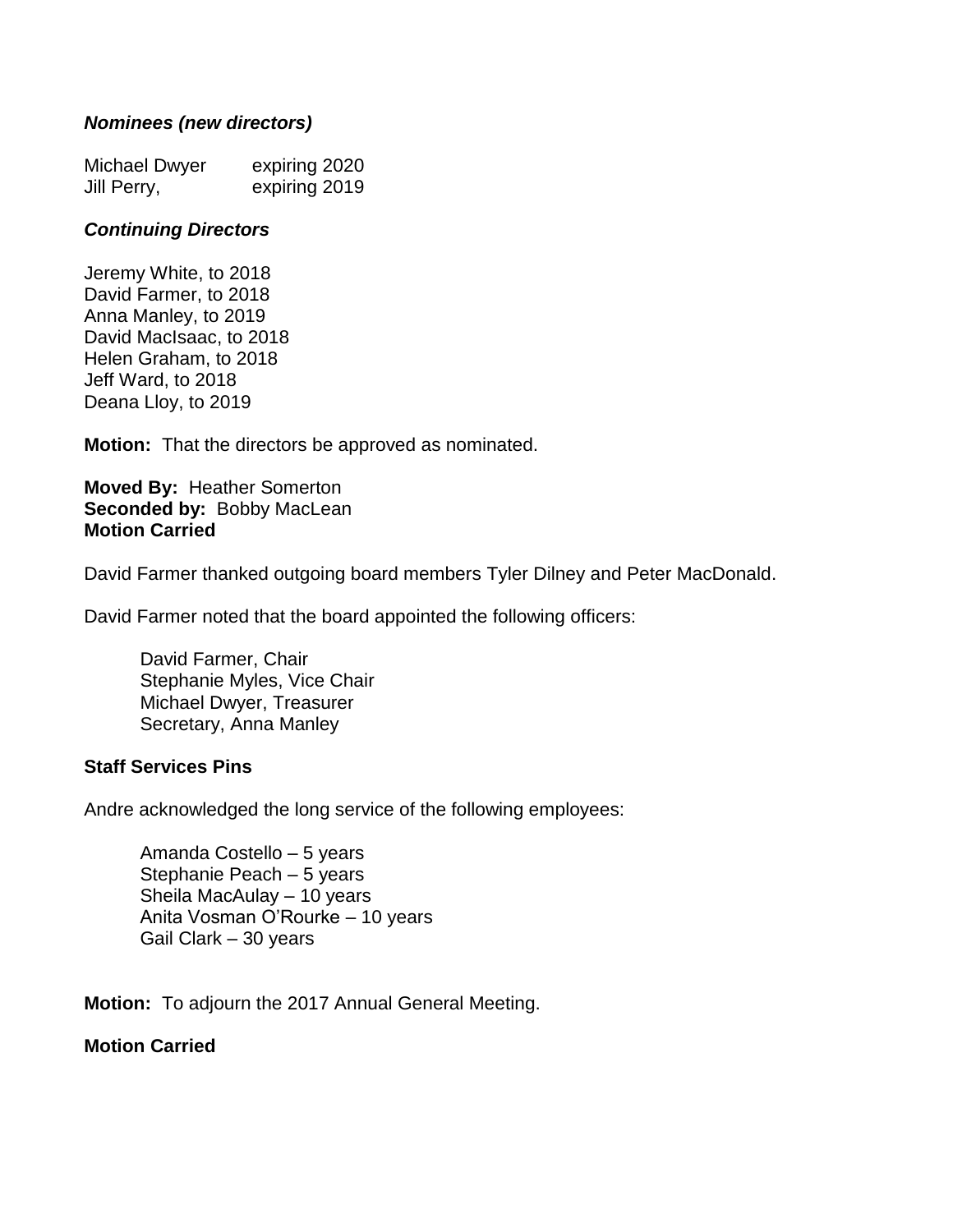***Nominees (new directors)***

| | |
|---|---|
| Michael Dwyer | expiring 2020 |
| Jill Perry, | expiring 2019 |

***Continuing Directors***

Jeremy White, to 2018
David Farmer, to 2018
Anna Manley, to 2019
David MacIsaac, to 2018
Helen Graham, to 2018
Jeff Ward, to 2018
Deana Lloy, to 2019

**Motion:** That the directors be approved as nominated.

**Moved By:** Heather Somerton
**Seconded by:** Bobby MacLean
**Motion Carried**

David Farmer thanked outgoing board members Tyler Dilney and Peter MacDonald.

David Farmer noted that the board appointed the following officers:

David Farmer, Chair
Stephanie Myles, Vice Chair
Michael Dwyer, Treasurer
Secretary, Anna Manley

**Staff Services Pins**

Andre acknowledged the long service of the following employees:

Amanda Costello – 5 years
Stephanie Peach – 5 years
Sheila MacAulay – 10 years
Anita Vosman O'Rourke – 10 years
Gail Clark – 30 years

**Motion:** To adjourn the 2017 Annual General Meeting.

**Motion Carried**